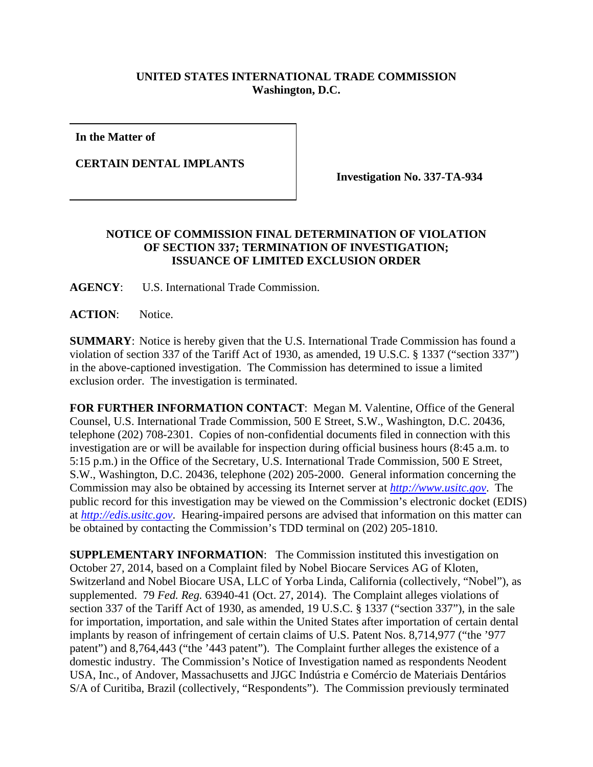**UNITED STATES INTERNATIONAL TRADE COMMISSION**
**Washington, D.C.**

| | |
|---|---|
| **In the Matter of**<br><br>**CERTAIN DENTAL IMPLANTS** | **Investigation No. 337-TA-934** |

## NOTICE OF COMMISSION FINAL DETERMINATION OF VIOLATION OF SECTION 337; TERMINATION OF INVESTIGATION; ISSUANCE OF LIMITED EXCLUSION ORDER

**AGENCY**: U.S. International Trade Commission.

**ACTION**: Notice.

**SUMMARY**: Notice is hereby given that the U.S. International Trade Commission has found a violation of section 337 of the Tariff Act of 1930, as amended, 19 U.S.C. § 1337 ("section 337") in the above-captioned investigation. The Commission has determined to issue a limited exclusion order. The investigation is terminated.

**FOR FURTHER INFORMATION CONTACT**: Megan M. Valentine, Office of the General Counsel, U.S. International Trade Commission, 500 E Street, S.W., Washington, D.C. 20436, telephone (202) 708-2301. Copies of non-confidential documents filed in connection with this investigation are or will be available for inspection during official business hours (8:45 a.m. to 5:15 p.m.) in the Office of the Secretary, U.S. International Trade Commission, 500 E Street, S.W., Washington, D.C. 20436, telephone (202) 205-2000. General information concerning the Commission may also be obtained by accessing its Internet server at *http://www.usitc.gov*. The public record for this investigation may be viewed on the Commission's electronic docket (EDIS) at *http://edis.usitc.gov*. Hearing-impaired persons are advised that information on this matter can be obtained by contacting the Commission's TDD terminal on (202) 205-1810.

**SUPPLEMENTARY INFORMATION**: The Commission instituted this investigation on October 27, 2014, based on a Complaint filed by Nobel Biocare Services AG of Kloten, Switzerland and Nobel Biocare USA, LLC of Yorba Linda, California (collectively, "Nobel"), as supplemented. 79 *Fed. Reg.* 63940-41 (Oct. 27, 2014). The Complaint alleges violations of section 337 of the Tariff Act of 1930, as amended, 19 U.S.C. § 1337 ("section 337"), in the sale for importation, importation, and sale within the United States after importation of certain dental implants by reason of infringement of certain claims of U.S. Patent Nos. 8,714,977 ("the '977 patent") and 8,764,443 ("the '443 patent"). The Complaint further alleges the existence of a domestic industry. The Commission's Notice of Investigation named as respondents Neodent USA, Inc., of Andover, Massachusetts and JJGC Indústria e Comércio de Materiais Dentários S/A of Curitiba, Brazil (collectively, "Respondents"). The Commission previously terminated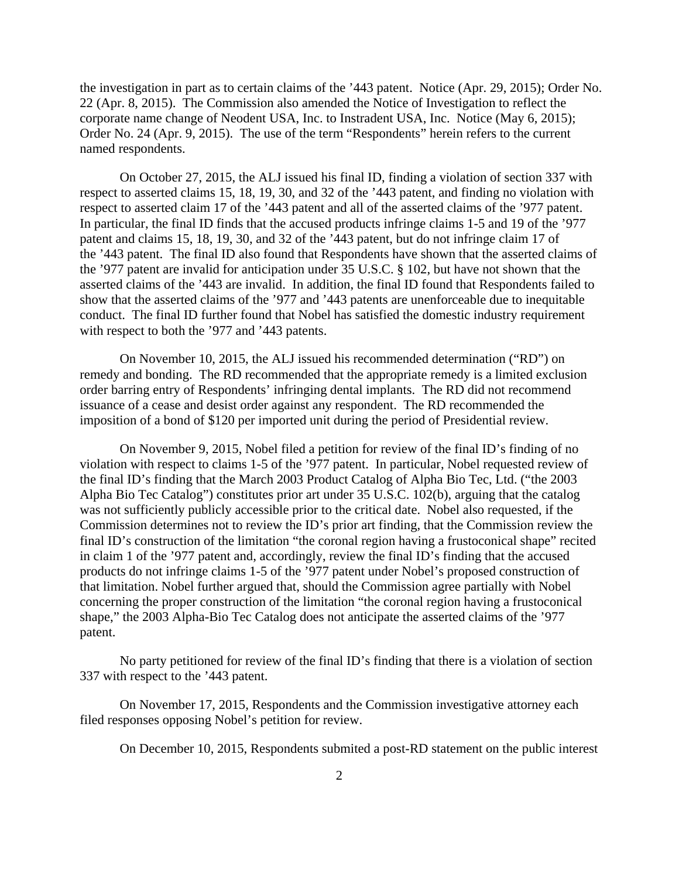the investigation in part as to certain claims of the '443 patent. Notice (Apr. 29, 2015); Order No. 22 (Apr. 8, 2015). The Commission also amended the Notice of Investigation to reflect the corporate name change of Neodent USA, Inc. to Instradent USA, Inc. Notice (May 6, 2015); Order No. 24 (Apr. 9, 2015). The use of the term "Respondents" herein refers to the current named respondents.

On October 27, 2015, the ALJ issued his final ID, finding a violation of section 337 with respect to asserted claims 15, 18, 19, 30, and 32 of the '443 patent, and finding no violation with respect to asserted claim 17 of the '443 patent and all of the asserted claims of the '977 patent. In particular, the final ID finds that the accused products infringe claims 1-5 and 19 of the '977 patent and claims 15, 18, 19, 30, and 32 of the '443 patent, but do not infringe claim 17 of the '443 patent. The final ID also found that Respondents have shown that the asserted claims of the '977 patent are invalid for anticipation under 35 U.S.C. § 102, but have not shown that the asserted claims of the '443 are invalid. In addition, the final ID found that Respondents failed to show that the asserted claims of the '977 and '443 patents are unenforceable due to inequitable conduct. The final ID further found that Nobel has satisfied the domestic industry requirement with respect to both the '977 and '443 patents.

On November 10, 2015, the ALJ issued his recommended determination ("RD") on remedy and bonding. The RD recommended that the appropriate remedy is a limited exclusion order barring entry of Respondents' infringing dental implants. The RD did not recommend issuance of a cease and desist order against any respondent. The RD recommended the imposition of a bond of $120 per imported unit during the period of Presidential review.

On November 9, 2015, Nobel filed a petition for review of the final ID's finding of no violation with respect to claims 1-5 of the '977 patent. In particular, Nobel requested review of the final ID's finding that the March 2003 Product Catalog of Alpha Bio Tec, Ltd. ("the 2003 Alpha Bio Tec Catalog") constitutes prior art under 35 U.S.C. 102(b), arguing that the catalog was not sufficiently publicly accessible prior to the critical date. Nobel also requested, if the Commission determines not to review the ID's prior art finding, that the Commission review the final ID's construction of the limitation "the coronal region having a frustoconical shape" recited in claim 1 of the '977 patent and, accordingly, review the final ID's finding that the accused products do not infringe claims 1-5 of the '977 patent under Nobel's proposed construction of that limitation. Nobel further argued that, should the Commission agree partially with Nobel concerning the proper construction of the limitation "the coronal region having a frustoconical shape," the 2003 Alpha-Bio Tec Catalog does not anticipate the asserted claims of the '977 patent.

No party petitioned for review of the final ID's finding that there is a violation of section 337 with respect to the '443 patent.

On November 17, 2015, Respondents and the Commission investigative attorney each filed responses opposing Nobel's petition for review.

On December 10, 2015, Respondents submited a post-RD statement on the public interest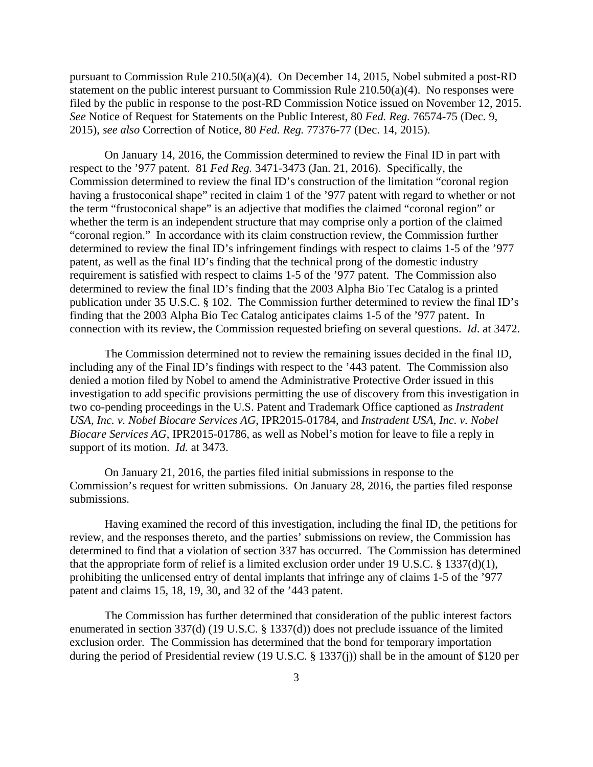pursuant to Commission Rule 210.50(a)(4). On December 14, 2015, Nobel submited a post-RD statement on the public interest pursuant to Commission Rule 210.50(a)(4). No responses were filed by the public in response to the post-RD Commission Notice issued on November 12, 2015. *See* Notice of Request for Statements on the Public Interest, 80 *Fed. Reg.* 76574-75 (Dec. 9, 2015), *see also* Correction of Notice, 80 *Fed. Reg.* 77376-77 (Dec. 14, 2015).

On January 14, 2016, the Commission determined to review the Final ID in part with respect to the '977 patent. 81 *Fed Reg.* 3471-3473 (Jan. 21, 2016). Specifically, the Commission determined to review the final ID's construction of the limitation "coronal region having a frustoconical shape" recited in claim 1 of the '977 patent with regard to whether or not the term "frustoconical shape" is an adjective that modifies the claimed "coronal region" or whether the term is an independent structure that may comprise only a portion of the claimed "coronal region." In accordance with its claim construction review, the Commission further determined to review the final ID's infringement findings with respect to claims 1-5 of the '977 patent, as well as the final ID's finding that the technical prong of the domestic industry requirement is satisfied with respect to claims 1-5 of the '977 patent. The Commission also determined to review the final ID's finding that the 2003 Alpha Bio Tec Catalog is a printed publication under 35 U.S.C. § 102. The Commission further determined to review the final ID's finding that the 2003 Alpha Bio Tec Catalog anticipates claims 1-5 of the '977 patent. In connection with its review, the Commission requested briefing on several questions. *Id*. at 3472.

The Commission determined not to review the remaining issues decided in the final ID, including any of the Final ID's findings with respect to the '443 patent. The Commission also denied a motion filed by Nobel to amend the Administrative Protective Order issued in this investigation to add specific provisions permitting the use of discovery from this investigation in two co-pending proceedings in the U.S. Patent and Trademark Office captioned as *Instradent USA, Inc. v. Nobel Biocare Services AG*, IPR2015-01784, and *Instradent USA, Inc. v. Nobel Biocare Services AG*, IPR2015-01786, as well as Nobel's motion for leave to file a reply in support of its motion. *Id.* at 3473.

On January 21, 2016, the parties filed initial submissions in response to the Commission's request for written submissions. On January 28, 2016, the parties filed response submissions.

Having examined the record of this investigation, including the final ID, the petitions for review, and the responses thereto, and the parties' submissions on review, the Commission has determined to find that a violation of section 337 has occurred. The Commission has determined that the appropriate form of relief is a limited exclusion order under 19 U.S.C. § 1337(d)(1), prohibiting the unlicensed entry of dental implants that infringe any of claims 1-5 of the '977 patent and claims 15, 18, 19, 30, and 32 of the '443 patent.

The Commission has further determined that consideration of the public interest factors enumerated in section 337(d) (19 U.S.C. § 1337(d)) does not preclude issuance of the limited exclusion order. The Commission has determined that the bond for temporary importation during the period of Presidential review (19 U.S.C. § 1337(j)) shall be in the amount of $120 per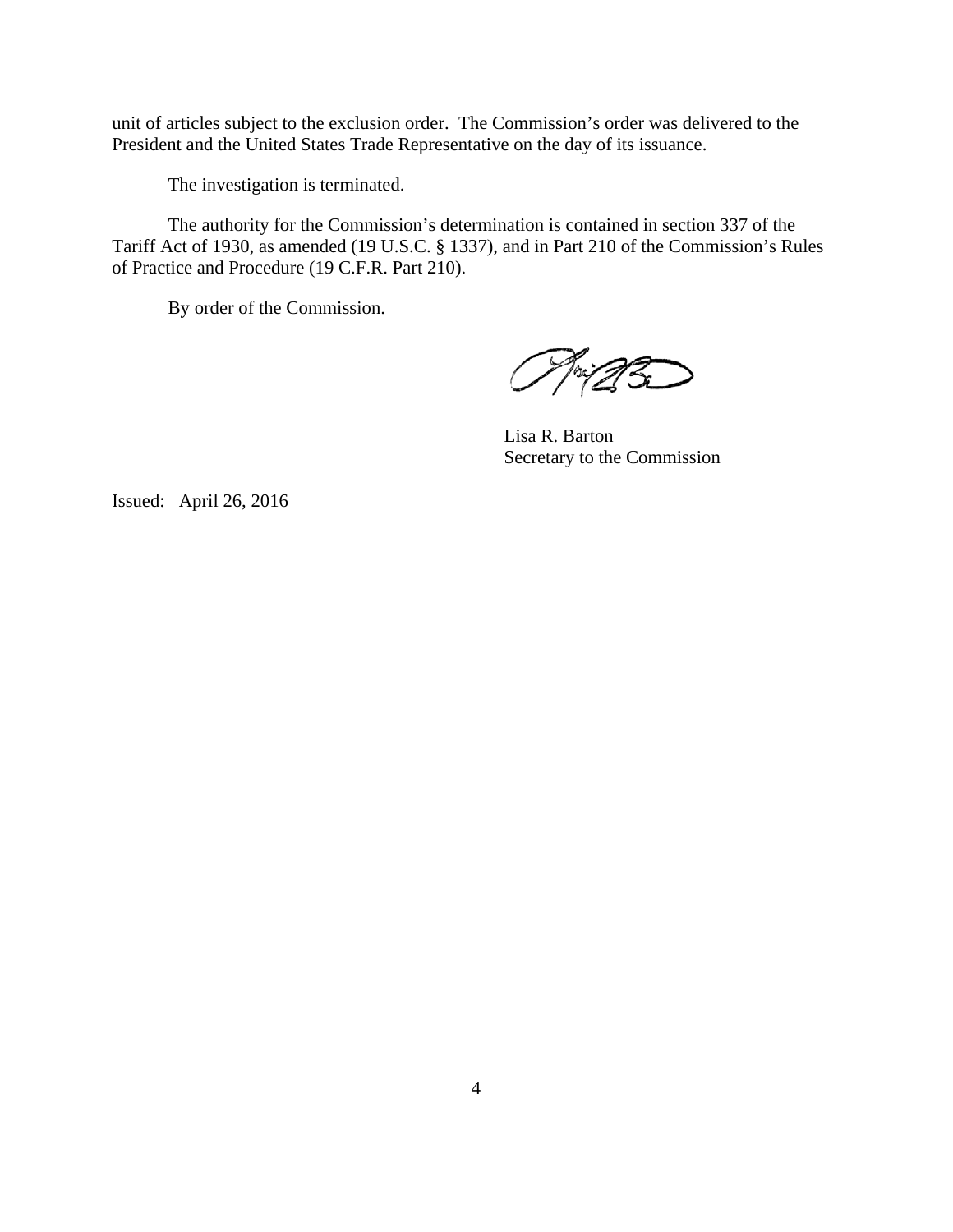unit of articles subject to the exclusion order. The Commission's order was delivered to the President and the United States Trade Representative on the day of its issuance.

The investigation is terminated.

The authority for the Commission's determination is contained in section 337 of the Tariff Act of 1930, as amended (19 U.S.C. § 1337), and in Part 210 of the Commission's Rules of Practice and Procedure (19 C.F.R. Part 210).

By order of the Commission.

Lisa R. Barton
Secretary to the Commission

Issued: April 26, 2016